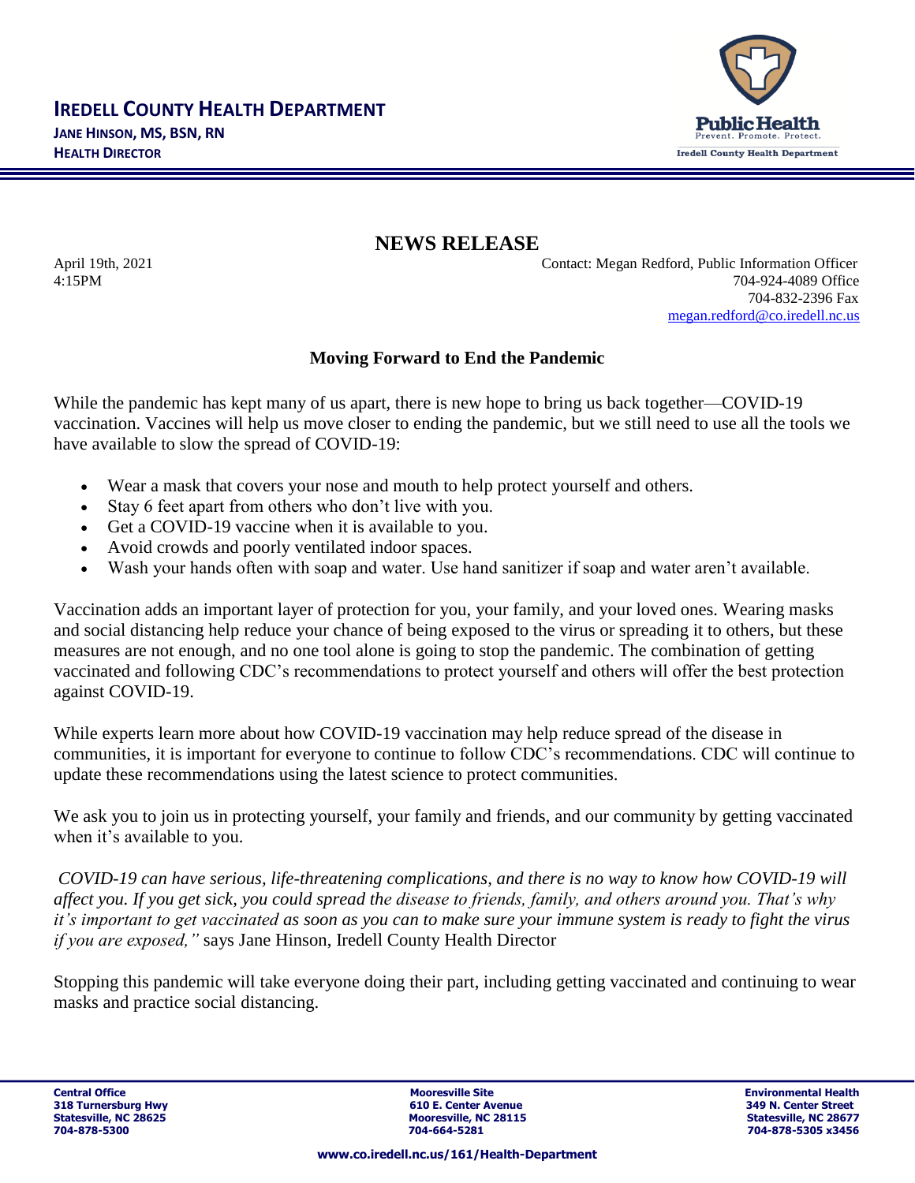# IREDELL COUNTY HEALTH DEPARTMENT

**JANE HINSON, MS, BSN, RN**
**HEALTH DIRECTOR**

Public Health
Prevent. Promote. Protect.
Iredell County Health Department

## NEWS RELEASE

April 19th, 2021
4:15PM

Contact: Megan Redford, Public Information Officer
704-924-4089 Office
704-832-2396 Fax
megan.redford@co.iredell.nc.us

### Moving Forward to End the Pandemic

While the pandemic has kept many of us apart, there is new hope to bring us back together—COVID-19 vaccination. Vaccines will help us move closer to ending the pandemic, but we still need to use all the tools we have available to slow the spread of COVID-19:

- Wear a mask that covers your nose and mouth to help protect yourself and others.
- Stay 6 feet apart from others who don't live with you.
- Get a COVID-19 vaccine when it is available to you.
- Avoid crowds and poorly ventilated indoor spaces.
- Wash your hands often with soap and water. Use hand sanitizer if soap and water aren't available.

Vaccination adds an important layer of protection for you, your family, and your loved ones. Wearing masks and social distancing help reduce your chance of being exposed to the virus or spreading it to others, but these measures are not enough, and no one tool alone is going to stop the pandemic. The combination of getting vaccinated and following CDC's recommendations to protect yourself and others will offer the best protection against COVID-19.

While experts learn more about how COVID-19 vaccination may help reduce spread of the disease in communities, it is important for everyone to continue to follow CDC's recommendations. CDC will continue to update these recommendations using the latest science to protect communities.

We ask you to join us in protecting yourself, your family and friends, and our community by getting vaccinated when it's available to you.

*COVID-19 can have serious, life-threatening complications, and there is no way to know how COVID-19 will affect you. If you get sick, you could spread the disease to friends, family, and others around you. That's why it's important to get vaccinated as soon as you can to make sure your immune system is ready to fight the virus if you are exposed,"* says Jane Hinson, Iredell County Health Director

Stopping this pandemic will take everyone doing their part, including getting vaccinated and continuing to wear masks and practice social distancing.

**Central Office**
**318 Turnersburg Hwy**
**Statesville, NC 28625**
**704-878-5300**

**Mooresville Site**
**610 E. Center Avenue**
**Mooresville, NC 28115**
**704-664-5281**

**Environmental Health**
**349 N. Center Street**
**Statesville, NC 28677**
**704-878-5305 x3456**

**www.co.iredell.nc.us/161/Health-Department**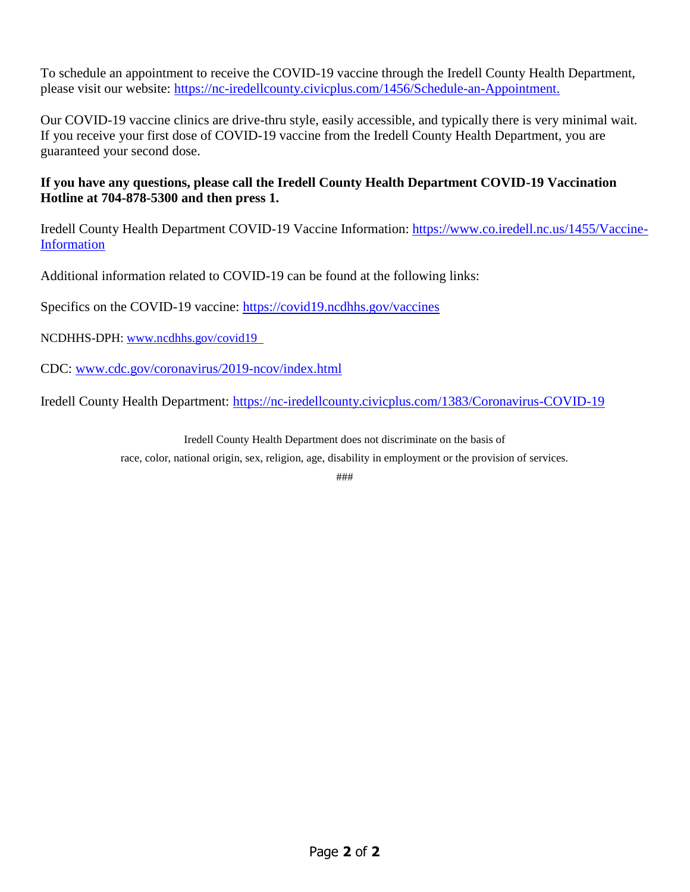To schedule an appointment to receive the COVID-19 vaccine through the Iredell County Health Department, please visit our website: https://nc-iredellcounty.civicplus.com/1456/Schedule-an-Appointment.

Our COVID-19 vaccine clinics are drive-thru style, easily accessible, and typically there is very minimal wait. If you receive your first dose of COVID-19 vaccine from the Iredell County Health Department, you are guaranteed your second dose.

**If you have any questions, please call the Iredell County Health Department COVID-19 Vaccination Hotline at 704-878-5300 and then press 1.**

Iredell County Health Department COVID-19 Vaccine Information: https://www.co.iredell.nc.us/1455/Vaccine-Information

Additional information related to COVID-19 can be found at the following links:

Specifics on the COVID-19 vaccine: https://covid19.ncdhhs.gov/vaccines

NCDHHS-DPH: www.ncdhhs.gov/covid19

CDC: www.cdc.gov/coronavirus/2019-ncov/index.html

Iredell County Health Department: https://nc-iredellcounty.civicplus.com/1383/Coronavirus-COVID-19

Iredell County Health Department does not discriminate on the basis of race, color, national origin, sex, religion, age, disability in employment or the provision of services.

###